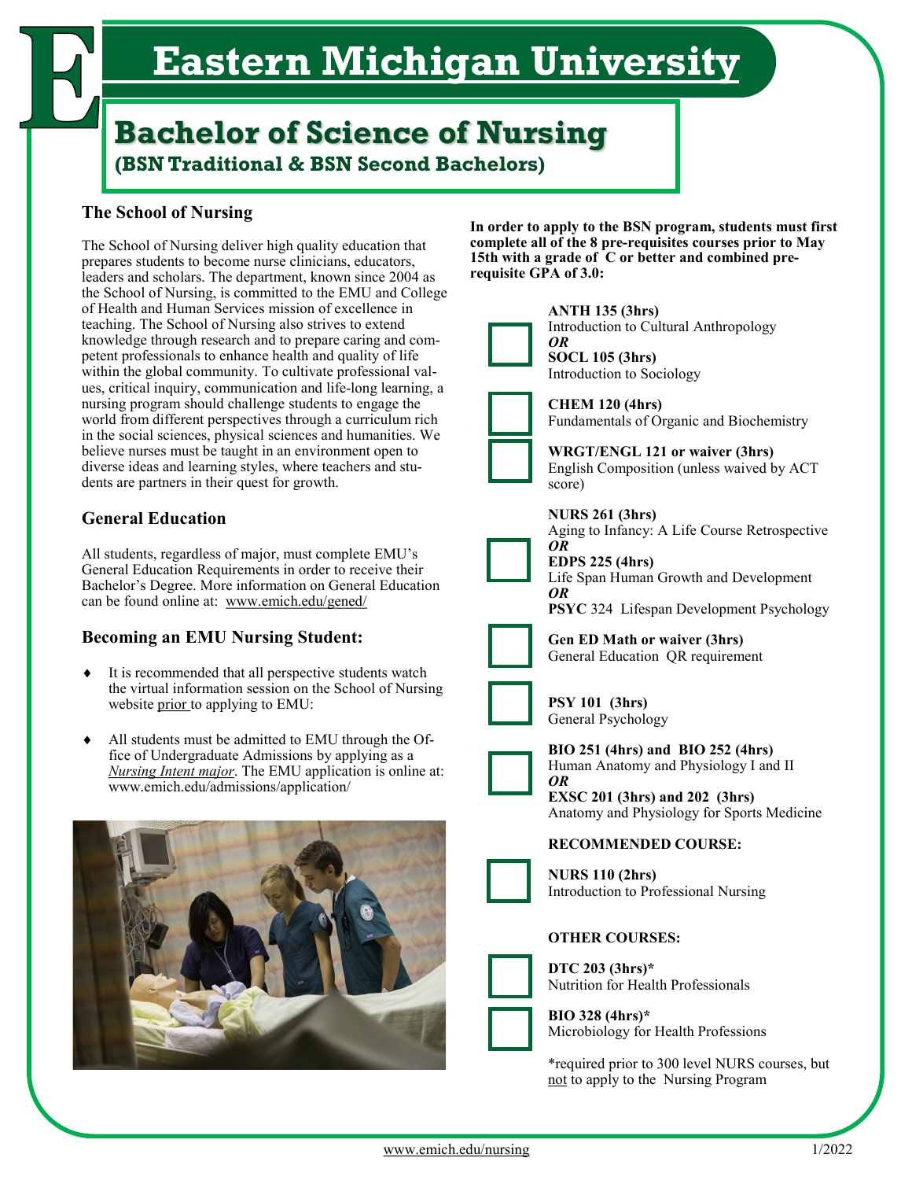# Eastern Michigan University

## Bachelor of Science of Nursing

**(BSN Traditional & BSN Second Bachelors)**

### The School of Nursing

The School of Nursing deliver high quality education that prepares students to become nurse clinicians, educators, leaders and scholars. The department, known since 2004 as the School of Nursing, is committed to the EMU and College of Health and Human Services mission of excellence in teaching. The School of Nursing also strives to extend knowledge through research and to prepare caring and competent professionals to enhance health and quality of life within the global community. To cultivate professional values, critical inquiry, communication and life-long learning, a nursing program should challenge students to engage the world from different perspectives through a curriculum rich in the social sciences, physical sciences and humanities. We believe nurses must be taught in an environment open to diverse ideas and learning styles, where teachers and students are partners in their quest for growth.

### General Education

All students, regardless of major, must complete EMU's General Education Requirements in order to receive their Bachelor's Degree. More information on General Education can be found online at: www.emich.edu/gened/

### Becoming an EMU Nursing Student:

- It is recommended that all perspective students watch the virtual information session on the School of Nursing website prior to applying to EMU:
- All students must be admitted to EMU through the Office of Undergraduate Admissions by applying as a *Nursing Intent major*. The EMU application is online at: www.emich.edu/admissions/application/

**In order to apply to the BSN program, students must first complete all of the 8 pre-requisites courses prior to May 15th with a grade of C or better and combined pre-requisite GPA of 3.0:**

- ☐ **ANTH 135 (3hrs)** Introduction to Cultural Anthropology ***OR*** **SOCL 105 (3hrs)** Introduction to Sociology
- ☐ **CHEM 120 (4hrs)** Fundamentals of Organic and Biochemistry
- ☐ **WRGT/ENGL 121 or waiver (3hrs)** English Composition (unless waived by ACT score)
- ☐ **NURS 261 (3hrs)** Aging to Infancy: A Life Course Retrospective ***OR*** **EDPS 225 (4hrs)** Life Span Human Growth and Development ***OR*** **PSYC** 324 Lifespan Development Psychology
- ☐ **Gen ED Math or waiver (3hrs)** General Education QR requirement
- ☐ **PSY 101 (3hrs)** General Psychology
- ☐ **BIO 251 (4hrs) and BIO 252 (4hrs)** Human Anatomy and Physiology I and II ***OR*** **EXSC 201 (3hrs) and 202 (3hrs)** Anatomy and Physiology for Sports Medicine

**RECOMMENDED COURSE:**

- ☐ **NURS 110 (2hrs)** Introduction to Professional Nursing

**OTHER COURSES:**

- ☐ **DTC 203 (3hrs)*** Nutrition for Health Professionals
- ☐ **BIO 328 (4hrs)*** Microbiology for Health Professions

*required prior to 300 level NURS courses, but not to apply to the Nursing Program

www.emich.edu/nursing

1/2022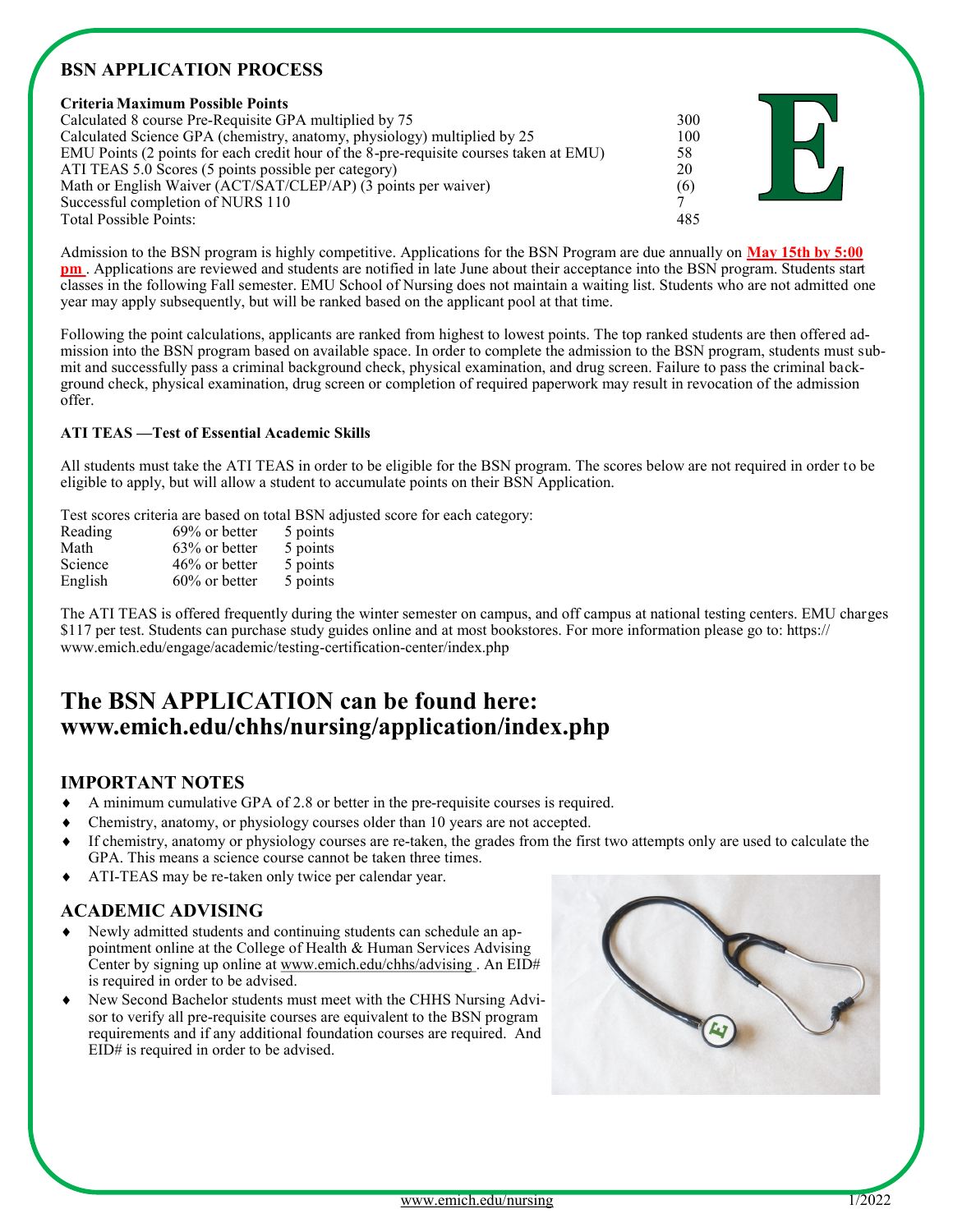## BSN APPLICATION PROCESS

| Criteria | Maximum Possible Points |
|---|---|
| Calculated 8 course Pre-Requisite GPA multiplied by 75 | 300 |
| Calculated Science GPA (chemistry, anatomy, physiology) multiplied by 25 | 100 |
| EMU Points (2 points for each credit hour of the 8-pre-requisite courses taken at EMU) | 58 |
| ATI TEAS 5.0 Scores (5 points possible per category) | 20 |
| Math or English Waiver (ACT/SAT/CLEP/AP) (3 points per waiver) | (6) |
| Successful completion of NURS 110 | 7 |
| Total Possible Points: | 485 |

Admission to the BSN program is highly competitive. Applications for the BSN Program are due annually on **May 15th by 5:00 pm** . Applications are reviewed and students are notified in late June about their acceptance into the BSN program. Students start classes in the following Fall semester. EMU School of Nursing does not maintain a waiting list. Students who are not admitted one year may apply subsequently, but will be ranked based on the applicant pool at that time.

Following the point calculations, applicants are ranked from highest to lowest points. The top ranked students are then offered admission into the BSN program based on available space. In order to complete the admission to the BSN program, students must submit and successfully pass a criminal background check, physical examination, and drug screen. Failure to pass the criminal background check, physical examination, drug screen or completion of required paperwork may result in revocation of the admission offer.

#### ATI TEAS —Test of Essential Academic Skills

All students must take the ATI TEAS in order to be eligible for the BSN program. The scores below are not required in order to be eligible to apply, but will allow a student to accumulate points on their BSN Application.

Test scores criteria are based on total BSN adjusted score for each category:

| | | |
|---|---|---|
| Reading | 69% or better | 5 points |
| Math | 63% or better | 5 points |
| Science | 46% or better | 5 points |
| English | 60% or better | 5 points |

The ATI TEAS is offered frequently during the winter semester on campus, and off campus at national testing centers. EMU charges $117 per test. Students can purchase study guides online and at most bookstores. For more information please go to: https://www.emich.edu/engage/academic/testing-certification-center/index.php

# The BSN APPLICATION can be found here: www.emich.edu/chhs/nursing/application/index.php

## IMPORTANT NOTES

- A minimum cumulative GPA of 2.8 or better in the pre-requisite courses is required.
- Chemistry, anatomy, or physiology courses older than 10 years are not accepted.
- If chemistry, anatomy or physiology courses are re-taken, the grades from the first two attempts only are used to calculate the GPA. This means a science course cannot be taken three times.
- ATI-TEAS may be re-taken only twice per calendar year.

## ACADEMIC ADVISING

- Newly admitted students and continuing students can schedule an appointment online at the College of Health & Human Services Advising Center by signing up online at www.emich.edu/chhs/advising . An EID# is required in order to be advised.
- New Second Bachelor students must meet with the CHHS Nursing Advisor to verify all pre-requisite courses are equivalent to the BSN program requirements and if any additional foundation courses are required. And EID# is required in order to be advised.

www.emich.edu/nursing 1/2022